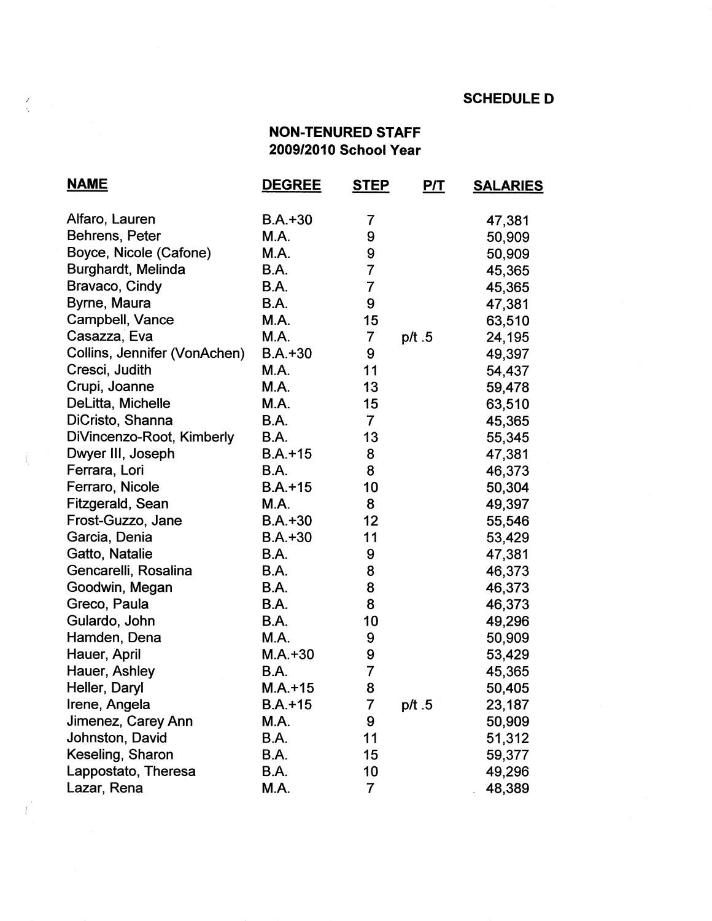**SCHEDULE D**

**NON-TENURED STAFF**
**2009/2010 School Year**

| NAME | DEGREE | STEP | P/T | SALARIES |
|---|---|---|---|---|
| Alfaro, Lauren | B.A.+30 | 7 | | 47,381 |
| Behrens, Peter | M.A. | 9 | | 50,909 |
| Boyce, Nicole (Cafone) | M.A. | 9 | | 50,909 |
| Burghardt, Melinda | B.A. | 7 | | 45,365 |
| Bravaco, Cindy | B.A. | 7 | | 45,365 |
| Byrne, Maura | B.A. | 9 | | 47,381 |
| Campbell, Vance | M.A. | 15 | | 63,510 |
| Casazza, Eva | M.A. | 7 | p/t .5 | 24,195 |
| Collins, Jennifer (VonAchen) | B.A.+30 | 9 | | 49,397 |
| Cresci, Judith | M.A. | 11 | | 54,437 |
| Crupi, Joanne | M.A. | 13 | | 59,478 |
| DeLitta, Michelle | M.A. | 15 | | 63,510 |
| DiCristo, Shanna | B.A. | 7 | | 45,365 |
| DiVincenzo-Root, Kimberly | B.A. | 13 | | 55,345 |
| Dwyer III, Joseph | B.A.+15 | 8 | | 47,381 |
| Ferrara, Lori | B.A. | 8 | | 46,373 |
| Ferraro, Nicole | B.A.+15 | 10 | | 50,304 |
| Fitzgerald, Sean | M.A. | 8 | | 49,397 |
| Frost-Guzzo, Jane | B.A.+30 | 12 | | 55,546 |
| Garcia, Denia | B.A.+30 | 11 | | 53,429 |
| Gatto, Natalie | B.A. | 9 | | 47,381 |
| Gencarelli, Rosalina | B.A. | 8 | | 46,373 |
| Goodwin, Megan | B.A. | 8 | | 46,373 |
| Greco, Paula | B.A. | 8 | | 46,373 |
| Gulardo, John | B.A. | 10 | | 49,296 |
| Hamden, Dena | M.A. | 9 | | 50,909 |
| Hauer, April | M.A.+30 | 9 | | 53,429 |
| Hauer, Ashley | B.A. | 7 | | 45,365 |
| Heller, Daryl | M.A.+15 | 8 | | 50,405 |
| Irene, Angela | B.A.+15 | 7 | p/t .5 | 23,187 |
| Jimenez, Carey Ann | M.A. | 9 | | 50,909 |
| Johnston, David | B.A. | 11 | | 51,312 |
| Keseling, Sharon | B.A. | 15 | | 59,377 |
| Lappostato, Theresa | B.A. | 10 | | 49,296 |
| Lazar, Rena | M.A. | 7 | | 48,389 |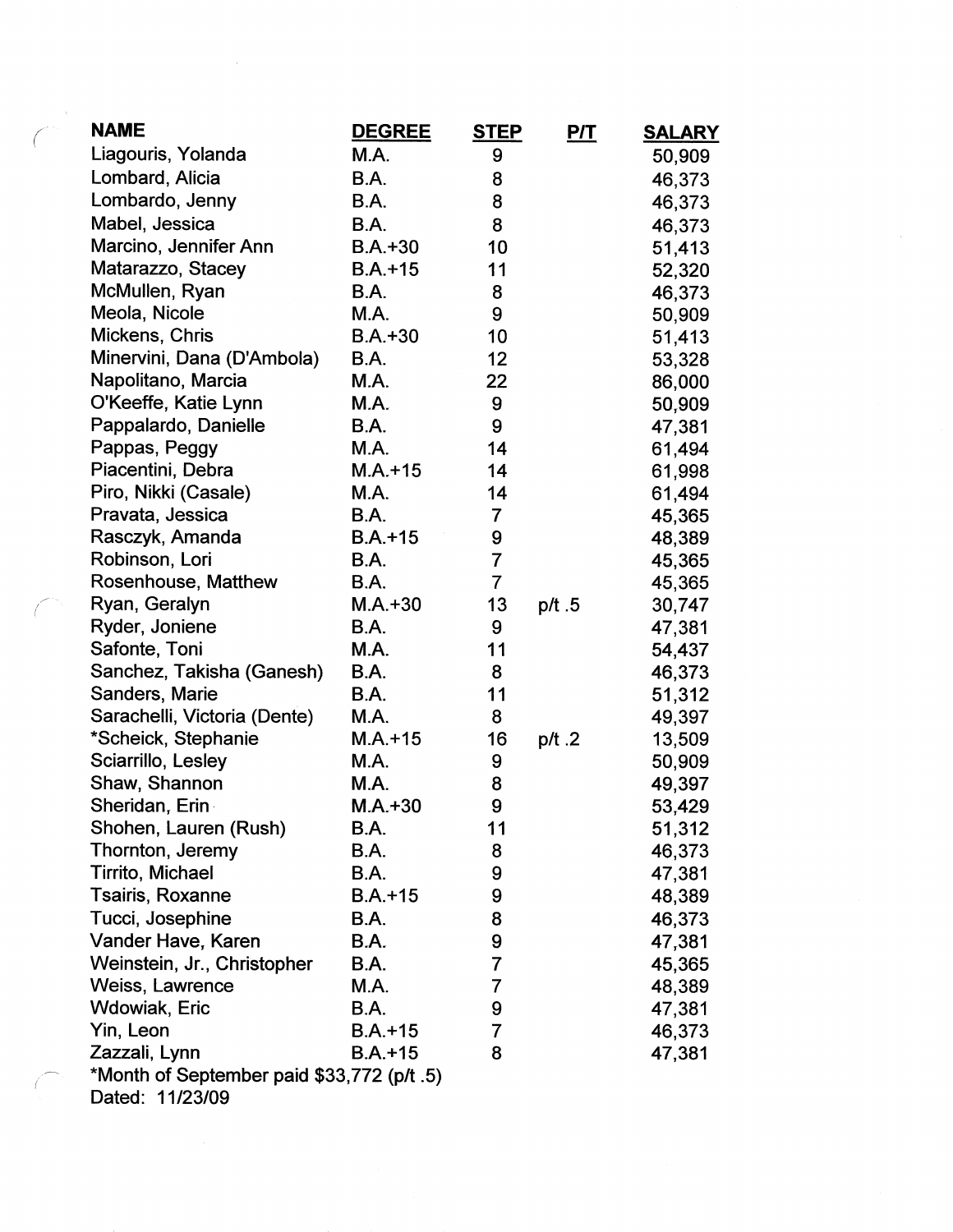| NAME | DEGREE | STEP | P/T | SALARY |
|---|---|---|---|---|
| Liagouris, Yolanda | M.A. | 9 | | 50,909 |
| Lombard, Alicia | B.A. | 8 | | 46,373 |
| Lombardo, Jenny | B.A. | 8 | | 46,373 |
| Mabel, Jessica | B.A. | 8 | | 46,373 |
| Marcino, Jennifer Ann | B.A.+30 | 10 | | 51,413 |
| Matarazzo, Stacey | B.A.+15 | 11 | | 52,320 |
| McMullen, Ryan | B.A. | 8 | | 46,373 |
| Meola, Nicole | M.A. | 9 | | 50,909 |
| Mickens, Chris | B.A.+30 | 10 | | 51,413 |
| Minervini, Dana (D'Ambola) | B.A. | 12 | | 53,328 |
| Napolitano, Marcia | M.A. | 22 | | 86,000 |
| O'Keeffe, Katie Lynn | M.A. | 9 | | 50,909 |
| Pappalardo, Danielle | B.A. | 9 | | 47,381 |
| Pappas, Peggy | M.A. | 14 | | 61,494 |
| Piacentini, Debra | M.A.+15 | 14 | | 61,998 |
| Piro, Nikki (Casale) | M.A. | 14 | | 61,494 |
| Pravata, Jessica | B.A. | 7 | | 45,365 |
| Rasczyk, Amanda | B.A.+15 | 9 | | 48,389 |
| Robinson, Lori | B.A. | 7 | | 45,365 |
| Rosenhouse, Matthew | B.A. | 7 | | 45,365 |
| Ryan, Geralyn | M.A.+30 | 13 | p/t .5 | 30,747 |
| Ryder, Joniene | B.A. | 9 | | 47,381 |
| Safonte, Toni | M.A. | 11 | | 54,437 |
| Sanchez, Takisha (Ganesh) | B.A. | 8 | | 46,373 |
| Sanders, Marie | B.A. | 11 | | 51,312 |
| Sarachelli, Victoria (Dente) | M.A. | 8 | | 49,397 |
| *Scheick, Stephanie | M.A.+15 | 16 | p/t .2 | 13,509 |
| Sciarrillo, Lesley | M.A. | 9 | | 50,909 |
| Shaw, Shannon | M.A. | 8 | | 49,397 |
| Sheridan, Erin | M.A.+30 | 9 | | 53,429 |
| Shohen, Lauren (Rush) | B.A. | 11 | | 51,312 |
| Thornton, Jeremy | B.A. | 8 | | 46,373 |
| Tirrito, Michael | B.A. | 9 | | 47,381 |
| Tsairis, Roxanne | B.A.+15 | 9 | | 48,389 |
| Tucci, Josephine | B.A. | 8 | | 46,373 |
| Vander Have, Karen | B.A. | 9 | | 47,381 |
| Weinstein, Jr., Christopher | B.A. | 7 | | 45,365 |
| Weiss, Lawrence | M.A. | 7 | | 48,389 |
| Wdowiak, Eric | B.A. | 9 | | 47,381 |
| Yin, Leon | B.A.+15 | 7 | | 46,373 |
| Zazzali, Lynn | B.A.+15 | 8 | | 47,381 |

*Month of September paid $33,772 (p/t .5)

Dated: 11/23/09